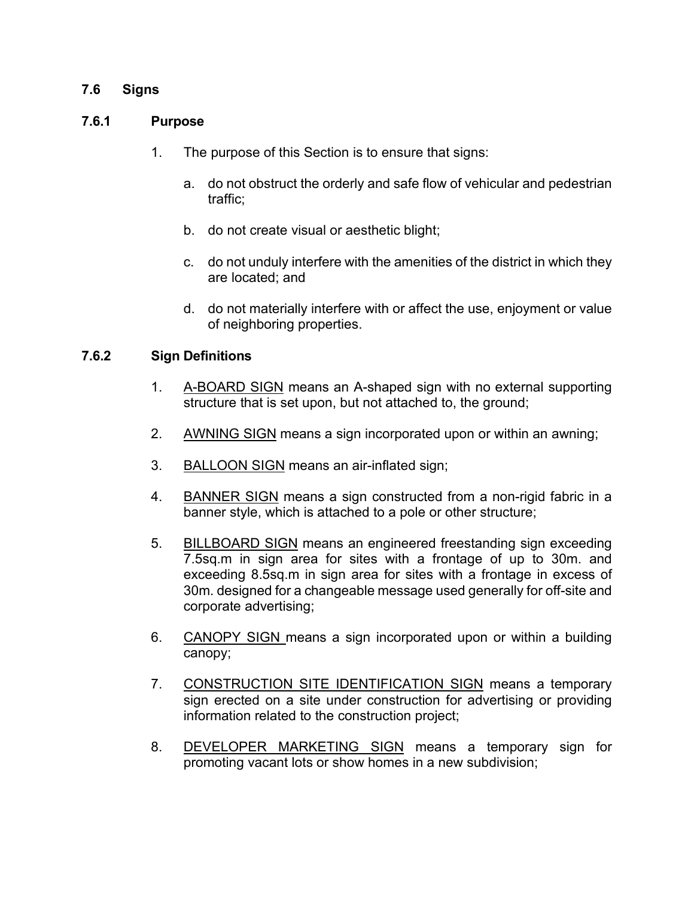## 7.6 Signs

### 7.6.1 Purpose

1. The purpose of this Section is to ensure that signs:

   a. do not obstruct the orderly and safe flow of vehicular and pedestrian traffic;

   b. do not create visual or aesthetic blight;

   c. do not unduly interfere with the amenities of the district in which they are located; and

   d. do not materially interfere with or affect the use, enjoyment or value of neighboring properties.

### 7.6.2 Sign Definitions

1. <u>A-BOARD SIGN</u> means an A-shaped sign with no external supporting structure that is set upon, but not attached to, the ground;

2. <u>AWNING SIGN</u> means a sign incorporated upon or within an awning;

3. <u>BALLOON SIGN</u> means an air-inflated sign;

4. <u>BANNER SIGN</u> means a sign constructed from a non-rigid fabric in a banner style, which is attached to a pole or other structure;

5. <u>BILLBOARD SIGN</u> means an engineered freestanding sign exceeding 7.5sq.m in sign area for sites with a frontage of up to 30m. and exceeding 8.5sq.m in sign area for sites with a frontage in excess of 30m. designed for a changeable message used generally for off-site and corporate advertising;

6. <u>CANOPY SIGN</u> means a sign incorporated upon or within a building canopy;

7. <u>CONSTRUCTION SITE IDENTIFICATION SIGN</u> means a temporary sign erected on a site under construction for advertising or providing information related to the construction project;

8. <u>DEVELOPER MARKETING SIGN</u> means a temporary sign for promoting vacant lots or show homes in a new subdivision;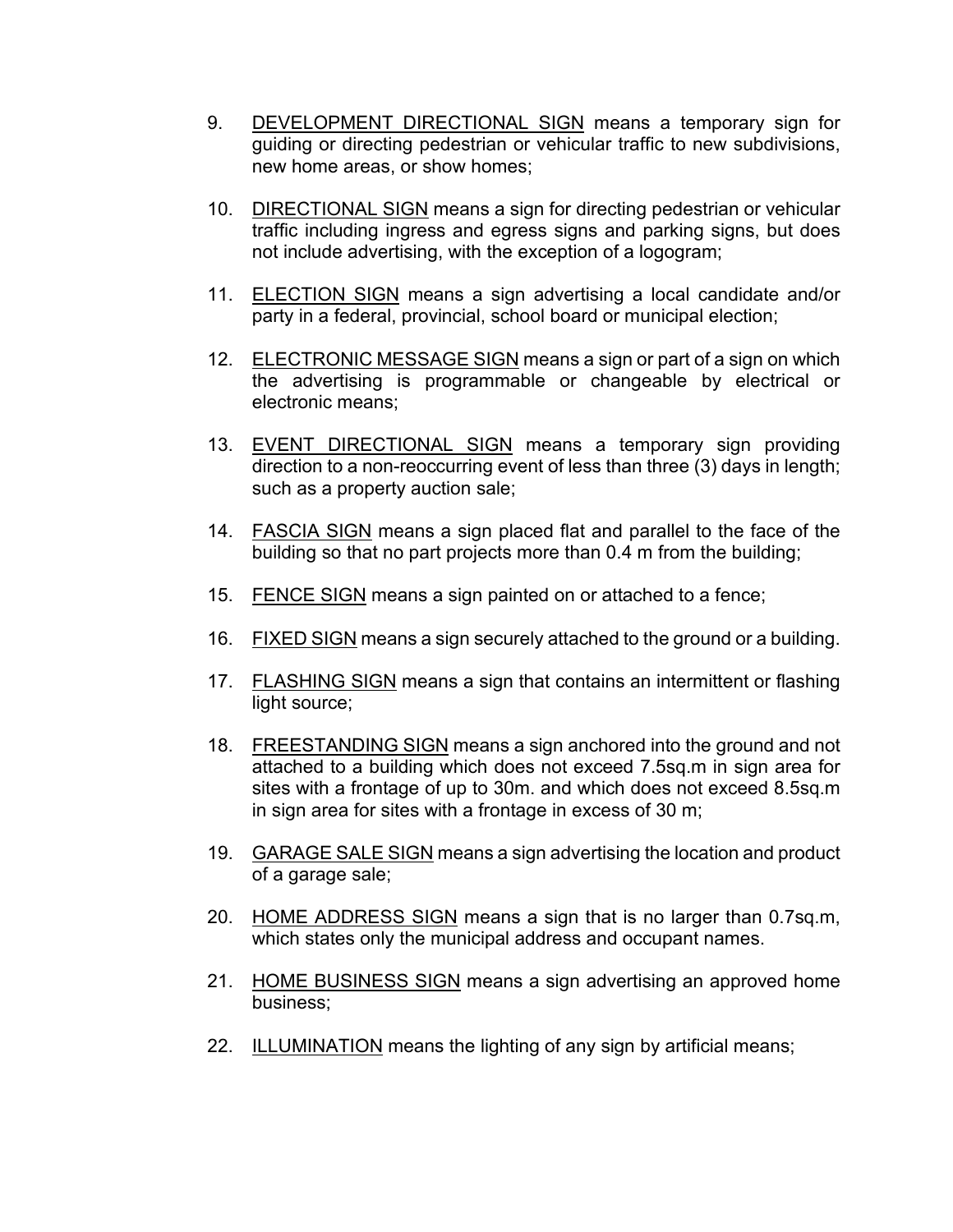9. <u>DEVELOPMENT DIRECTIONAL SIGN</u> means a temporary sign for guiding or directing pedestrian or vehicular traffic to new subdivisions, new home areas, or show homes;

10. <u>DIRECTIONAL SIGN</u> means a sign for directing pedestrian or vehicular traffic including ingress and egress signs and parking signs, but does not include advertising, with the exception of a logogram;

11. <u>ELECTION SIGN</u> means a sign advertising a local candidate and/or party in a federal, provincial, school board or municipal election;

12. <u>ELECTRONIC MESSAGE SIGN</u> means a sign or part of a sign on which the advertising is programmable or changeable by electrical or electronic means;

13. <u>EVENT DIRECTIONAL SIGN</u> means a temporary sign providing direction to a non-reoccurring event of less than three (3) days in length; such as a property auction sale;

14. <u>FASCIA SIGN</u> means a sign placed flat and parallel to the face of the building so that no part projects more than 0.4 m from the building;

15. <u>FENCE SIGN</u> means a sign painted on or attached to a fence;

16. <u>FIXED SIGN</u> means a sign securely attached to the ground or a building.

17. <u>FLASHING SIGN</u> means a sign that contains an intermittent or flashing light source;

18. <u>FREESTANDING SIGN</u> means a sign anchored into the ground and not attached to a building which does not exceed 7.5sq.m in sign area for sites with a frontage of up to 30m. and which does not exceed 8.5sq.m in sign area for sites with a frontage in excess of 30 m;

19. <u>GARAGE SALE SIGN</u> means a sign advertising the location and product of a garage sale;

20. <u>HOME ADDRESS SIGN</u> means a sign that is no larger than 0.7sq.m, which states only the municipal address and occupant names.

21. <u>HOME BUSINESS SIGN</u> means a sign advertising an approved home business;

22. <u>ILLUMINATION</u> means the lighting of any sign by artificial means;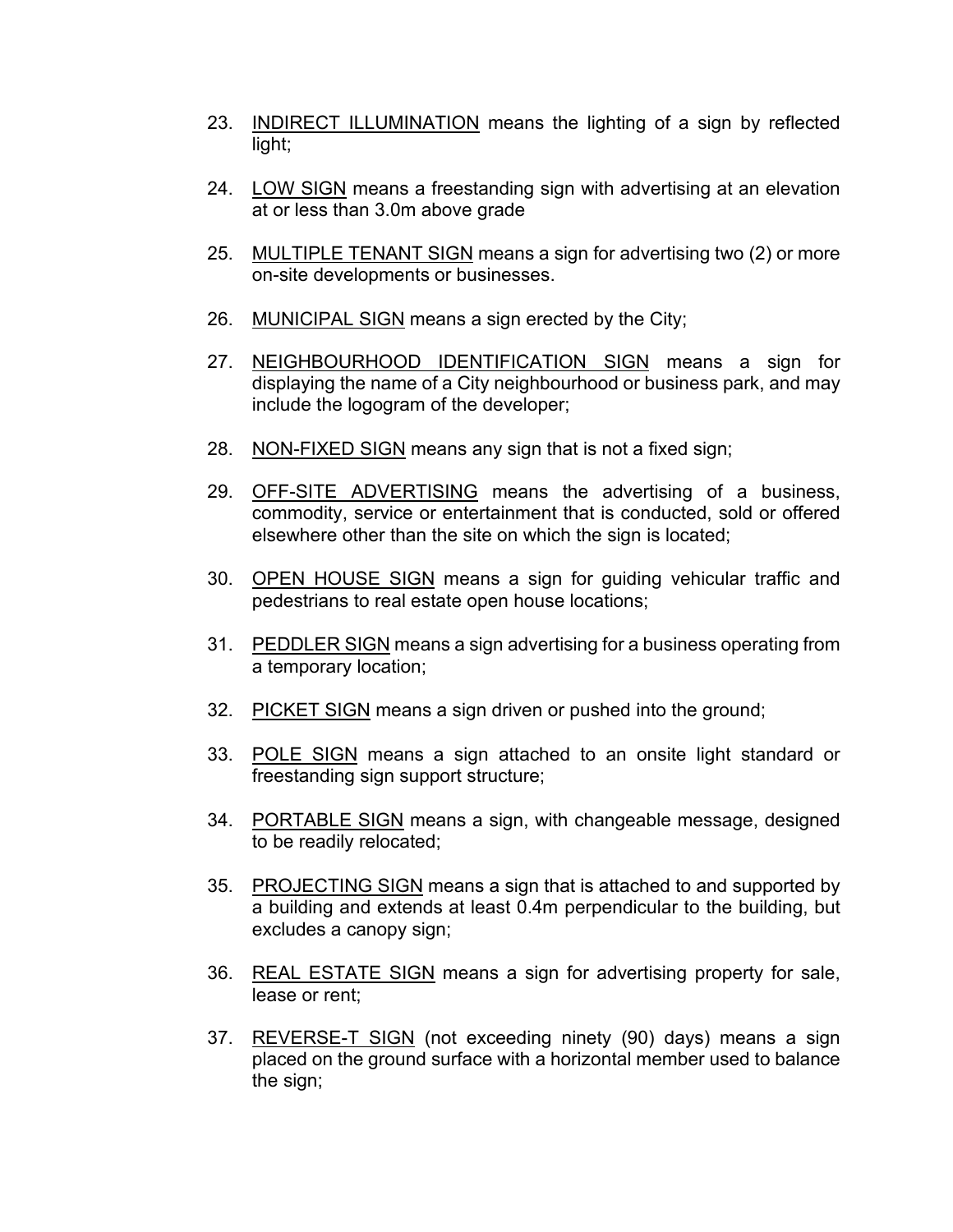23. INDIRECT ILLUMINATION means the lighting of a sign by reflected light;

24. LOW SIGN means a freestanding sign with advertising at an elevation at or less than 3.0m above grade

25. MULTIPLE TENANT SIGN means a sign for advertising two (2) or more on-site developments or businesses.

26. MUNICIPAL SIGN means a sign erected by the City;

27. NEIGHBOURHOOD IDENTIFICATION SIGN means a sign for displaying the name of a City neighbourhood or business park, and may include the logogram of the developer;

28. NON-FIXED SIGN means any sign that is not a fixed sign;

29. OFF-SITE ADVERTISING means the advertising of a business, commodity, service or entertainment that is conducted, sold or offered elsewhere other than the site on which the sign is located;

30. OPEN HOUSE SIGN means a sign for guiding vehicular traffic and pedestrians to real estate open house locations;

31. PEDDLER SIGN means a sign advertising for a business operating from a temporary location;

32. PICKET SIGN means a sign driven or pushed into the ground;

33. POLE SIGN means a sign attached to an onsite light standard or freestanding sign support structure;

34. PORTABLE SIGN means a sign, with changeable message, designed to be readily relocated;

35. PROJECTING SIGN means a sign that is attached to and supported by a building and extends at least 0.4m perpendicular to the building, but excludes a canopy sign;

36. REAL ESTATE SIGN means a sign for advertising property for sale, lease or rent;

37. REVERSE-T SIGN (not exceeding ninety (90) days) means a sign placed on the ground surface with a horizontal member used to balance the sign;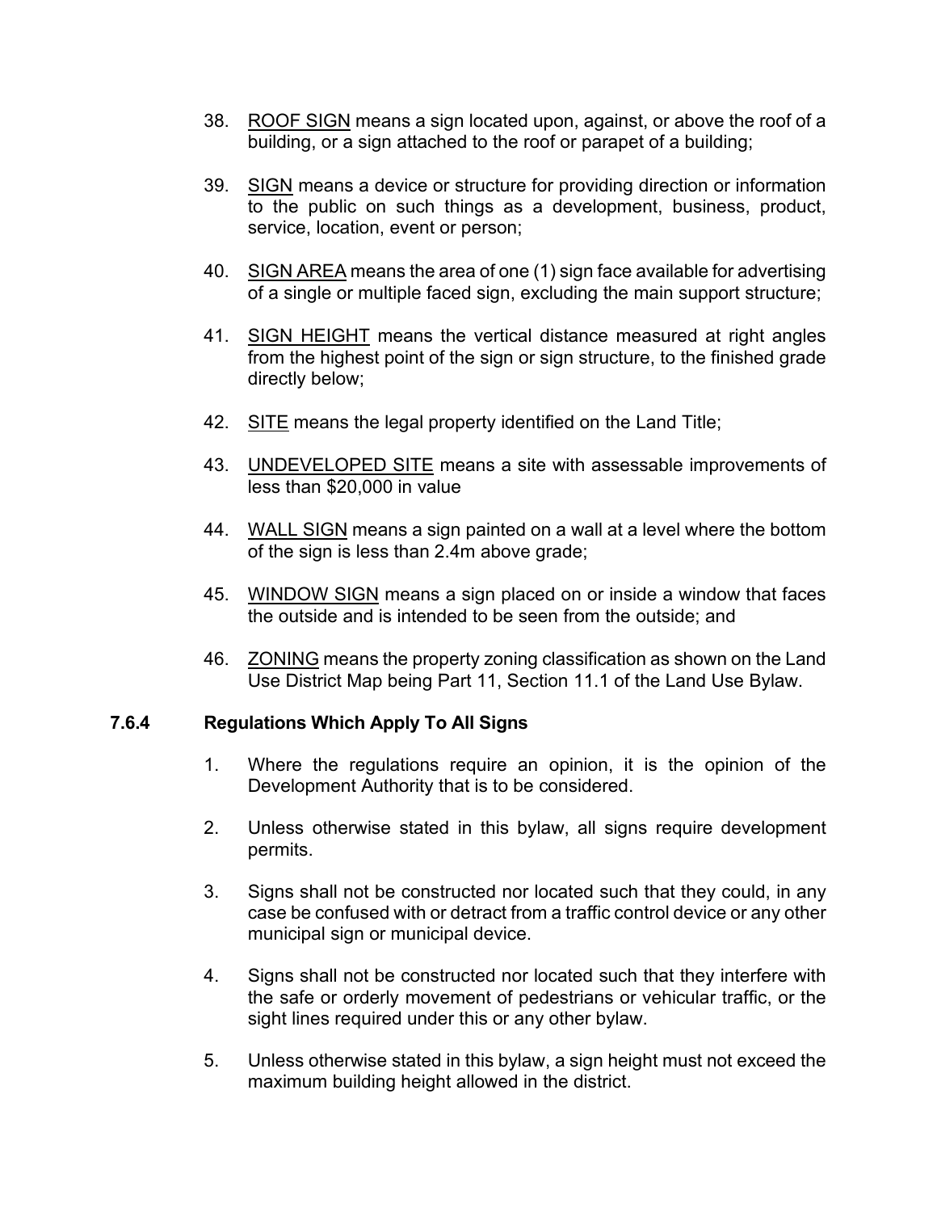38. <u>ROOF SIGN</u> means a sign located upon, against, or above the roof of a building, or a sign attached to the roof or parapet of a building;

39. <u>SIGN</u> means a device or structure for providing direction or information to the public on such things as a development, business, product, service, location, event or person;

40. <u>SIGN AREA</u> means the area of one (1) sign face available for advertising of a single or multiple faced sign, excluding the main support structure;

41. <u>SIGN HEIGHT</u> means the vertical distance measured at right angles from the highest point of the sign or sign structure, to the finished grade directly below;

42. <u>SITE</u> means the legal property identified on the Land Title;

43. <u>UNDEVELOPED SITE</u> means a site with assessable improvements of less than $20,000 in value

44. <u>WALL SIGN</u> means a sign painted on a wall at a level where the bottom of the sign is less than 2.4m above grade;

45. <u>WINDOW SIGN</u> means a sign placed on or inside a window that faces the outside and is intended to be seen from the outside; and

46. <u>ZONING</u> means the property zoning classification as shown on the Land Use District Map being Part 11, Section 11.1 of the Land Use Bylaw.

### 7.6.4 Regulations Which Apply To All Signs

1. Where the regulations require an opinion, it is the opinion of the Development Authority that is to be considered.

2. Unless otherwise stated in this bylaw, all signs require development permits.

3. Signs shall not be constructed nor located such that they could, in any case be confused with or detract from a traffic control device or any other municipal sign or municipal device.

4. Signs shall not be constructed nor located such that they interfere with the safe or orderly movement of pedestrians or vehicular traffic, or the sight lines required under this or any other bylaw.

5. Unless otherwise stated in this bylaw, a sign height must not exceed the maximum building height allowed in the district.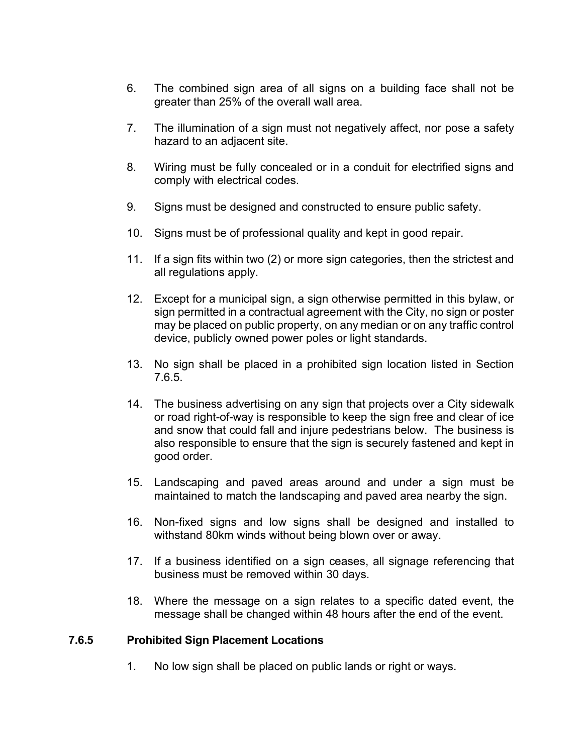6. The combined sign area of all signs on a building face shall not be greater than 25% of the overall wall area.

7. The illumination of a sign must not negatively affect, nor pose a safety hazard to an adjacent site.

8. Wiring must be fully concealed or in a conduit for electrified signs and comply with electrical codes.

9. Signs must be designed and constructed to ensure public safety.

10. Signs must be of professional quality and kept in good repair.

11. If a sign fits within two (2) or more sign categories, then the strictest and all regulations apply.

12. Except for a municipal sign, a sign otherwise permitted in this bylaw, or sign permitted in a contractual agreement with the City, no sign or poster may be placed on public property, on any median or on any traffic control device, publicly owned power poles or light standards.

13. No sign shall be placed in a prohibited sign location listed in Section 7.6.5.

14. The business advertising on any sign that projects over a City sidewalk or road right-of-way is responsible to keep the sign free and clear of ice and snow that could fall and injure pedestrians below. The business is also responsible to ensure that the sign is securely fastened and kept in good order.

15. Landscaping and paved areas around and under a sign must be maintained to match the landscaping and paved area nearby the sign.

16. Non-fixed signs and low signs shall be designed and installed to withstand 80km winds without being blown over or away.

17. If a business identified on a sign ceases, all signage referencing that business must be removed within 30 days.

18. Where the message on a sign relates to a specific dated event, the message shall be changed within 48 hours after the end of the event.

### 7.6.5 Prohibited Sign Placement Locations

1. No low sign shall be placed on public lands or right or ways.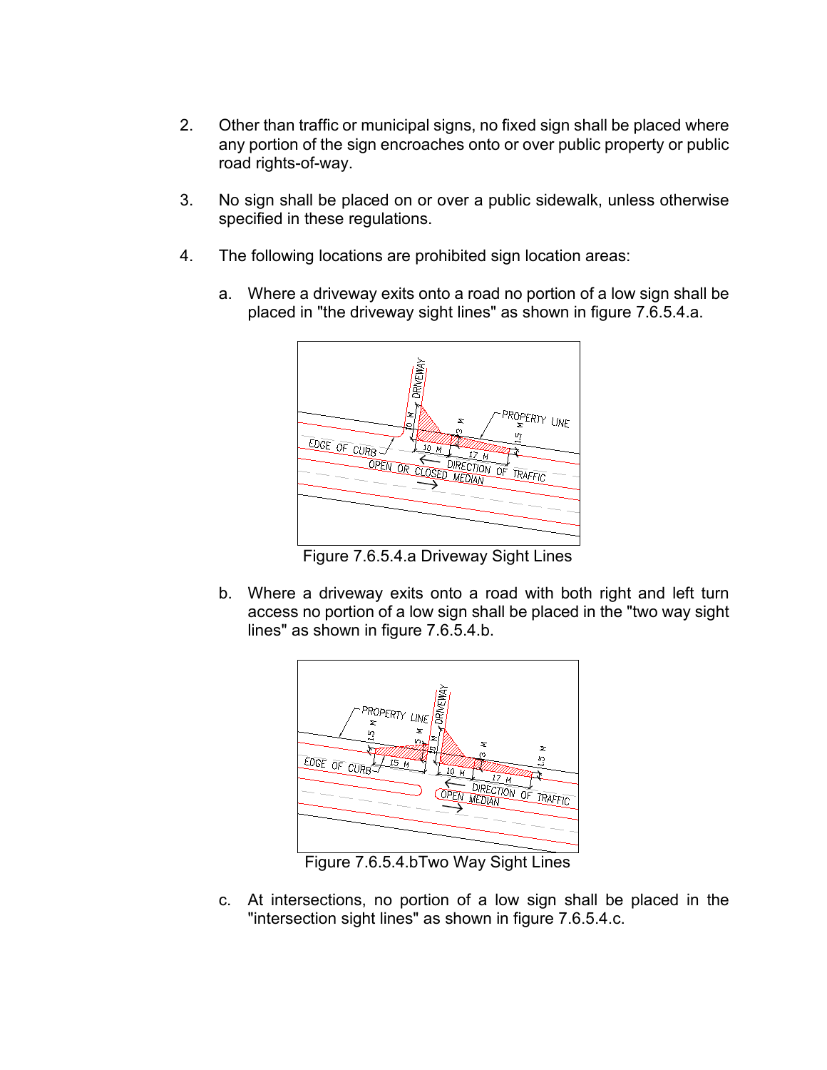2. Other than traffic or municipal signs, no fixed sign shall be placed where any portion of the sign encroaches onto or over public property or public road rights-of-way.

3. No sign shall be placed on or over a public sidewalk, unless otherwise specified in these regulations.

4. The following locations are prohibited sign location areas:

   a. Where a driveway exits onto a road no portion of a low sign shall be placed in "the driveway sight lines" as shown in figure 7.6.5.4.a.

   Figure 7.6.5.4.a Driveway Sight Lines

   b. Where a driveway exits onto a road with both right and left turn access no portion of a low sign shall be placed in the "two way sight lines" as shown in figure 7.6.5.4.b.

   Figure 7.6.5.4.bTwo Way Sight Lines

   c. At intersections, no portion of a low sign shall be placed in the "intersection sight lines" as shown in figure 7.6.5.4.c.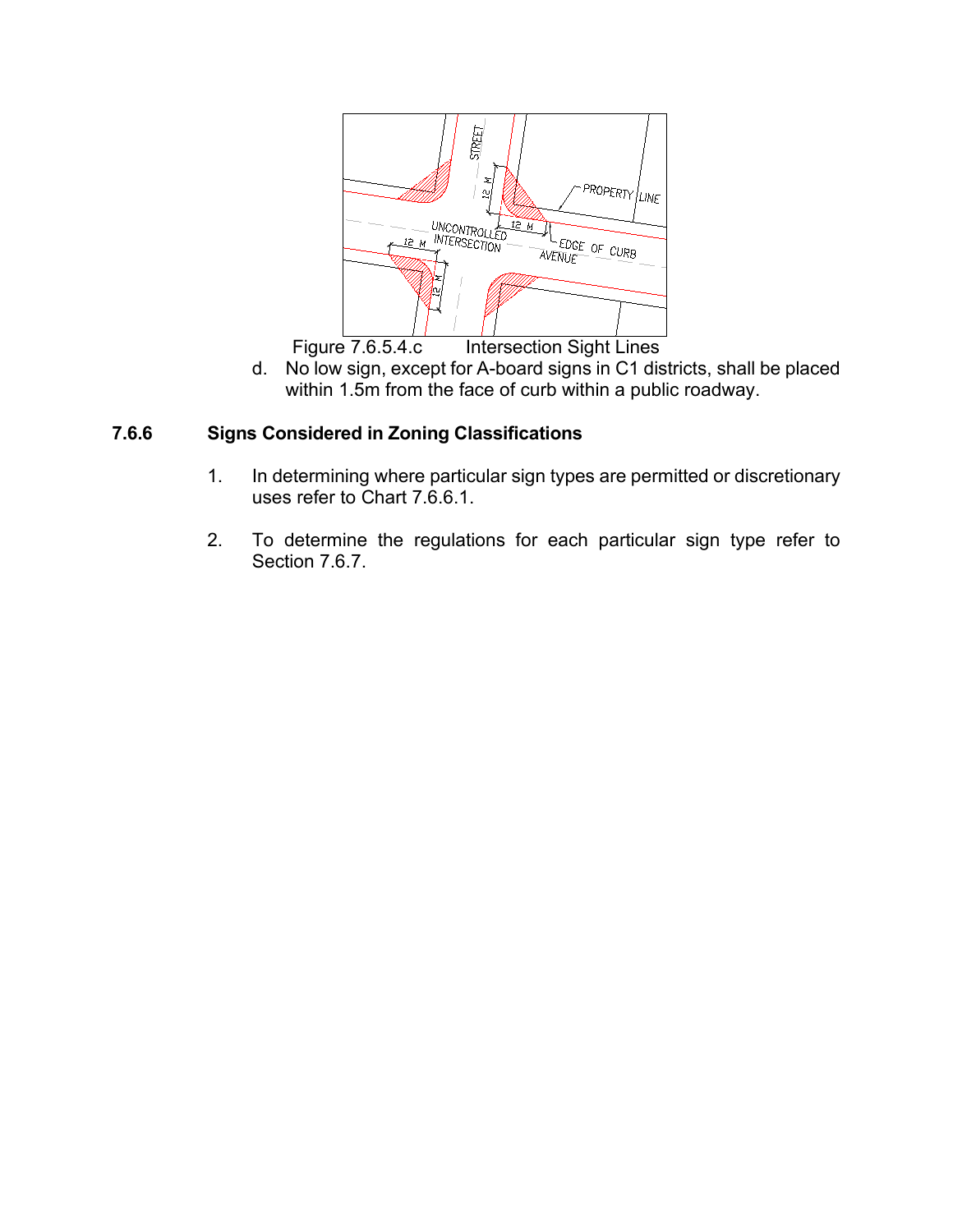Figure 7.6.5.4.c Intersection Sight Lines

d. No low sign, except for A-board signs in C1 districts, shall be placed within 1.5m from the face of curb within a public roadway.

### 7.6.6 Signs Considered in Zoning Classifications

1. In determining where particular sign types are permitted or discretionary uses refer to Chart 7.6.6.1.

2. To determine the regulations for each particular sign type refer to Section 7.6.7.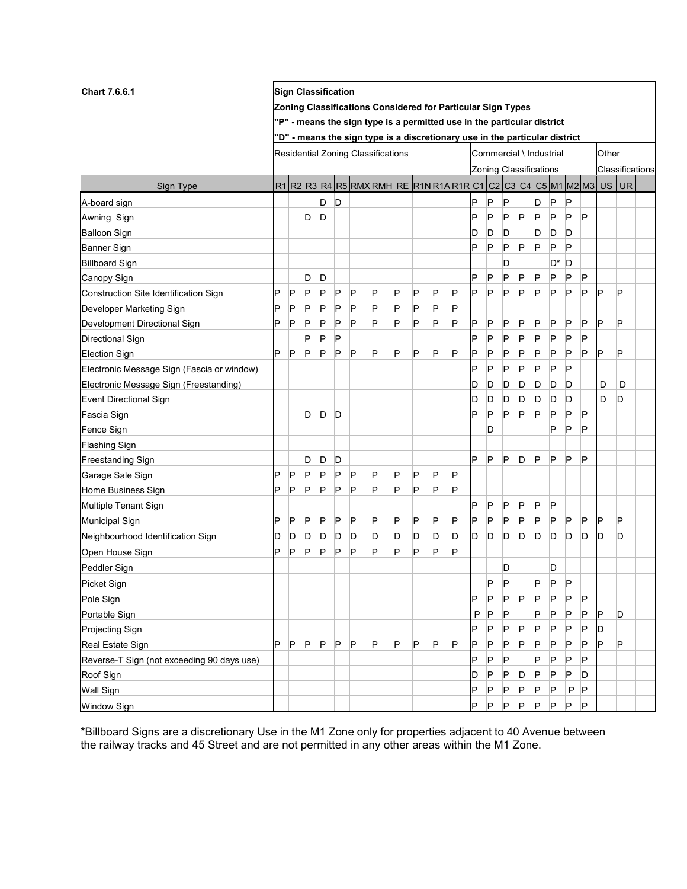**Chart 7.6.6.1**

**Sign Classification**

**Zoning Classifications Considered for Particular Sign Types**

**"P" - means the sign type is a permitted use in the particular district**

**"D" - means the sign type is a discretionary use in the particular district**

| | Residential Zoning Classifications | | | | | | | | | | | Commercial \ Industrial Zoning Classifications | | | | | | | | Other Classifications | |
|---|---|---|---|---|---|---|---|---|---|---|---|---|---|---|---|---|---|---|---|---|---|
| Sign Type | R1 | R2 | R3 | R4 | R5 | RMX | RMH | RE | R1N | R1A | R1R | C1 | C2 | C3 | C4 | C5 | M1 | M2 | M3 | US | UR |
| A-board sign | | | | D | D | | | | | | | P | P | P | | D | P | P | | | |
| Awning Sign | | | D | D | | | | | | | | P | P | P | P | P | P | P | P | | |
| Balloon Sign | | | | | | | | | | | | D | D | D | | D | D | D | | | |
| Banner Sign | | | | | | | | | | | | P | P | P | P | P | P | P | | | |
| Billboard Sign | | | | | | | | | | | | | | D | | | D* | D | | | |
| Canopy Sign | | | D | D | | | | | | | | P | P | P | P | P | P | P | P | | |
| Construction Site Identification Sign | P | P | P | P | P | P | P | P | P | P | P | P | P | P | P | P | P | P | P | P | P |
| Developer Marketing Sign | P | P | P | P | P | P | P | P | P | P | P | | | | | | | | | | |
| Development Directional Sign | P | P | P | P | P | P | P | P | P | P | P | P | P | P | P | P | P | P | P | P | P |
| Directional Sign | | | P | P | P | | | | | | | P | P | P | P | P | P | P | P | | |
| Election Sign | P | P | P | P | P | P | P | P | P | P | P | P | P | P | P | P | P | P | P | P | P |
| Electronic Message Sign (Fascia or window) | | | | | | | | | | | | P | P | P | P | P | P | P | | | |
| Electronic Message Sign (Freestanding) | | | | | | | | | | | | D | D | D | D | D | D | D | | D | D |
| Event Directional Sign | | | | | | | | | | | | D | D | D | D | D | D | D | | D | D |
| Fascia Sign | | | D | D | D | | | | | | | P | P | P | P | P | P | P | P | | |
| Fence Sign | | | | | | | | | | | | | D | | | | P | P | P | | |
| Flashing Sign | | | | | | | | | | | | | | | | | | | | | |
| Freestanding Sign | | | D | D | D | | | | | | | P | P | P | D | P | P | P | P | | |
| Garage Sale Sign | P | P | P | P | P | P | P | P | P | P | P | | | | | | | | | | |
| Home Business Sign | P | P | P | P | P | P | P | P | P | P | P | | | | | | | | | | |
| Multiple Tenant Sign | | | | | | | | | | | | P | P | P | P | P | P | | | | |
| Municipal Sign | P | P | P | P | P | P | P | P | P | P | P | P | P | P | P | P | P | P | P | P | P |
| Neighbourhood Identification Sign | D | D | D | D | D | D | D | D | D | D | D | D | D | D | D | D | D | D | D | D | D |
| Open House Sign | P | P | P | P | P | P | P | P | P | P | P | | | | | | | | | | |
| Peddler Sign | | | | | | | | | | | | | | D | | | D | | | | |
| Picket Sign | | | | | | | | | | | | | P | P | | P | P | P | | | |
| Pole Sign | | | | | | | | | | | | P | P | P | P | P | P | P | P | | |
| Portable Sign | | | | | | | | | | | | P | P | P | | P | P | P | P | P | D |
| Projecting Sign | | | | | | | | | | | | P | P | P | P | P | P | P | P | D | |
| Real Estate Sign | P | P | P | P | P | P | P | P | P | P | P | P | P | P | P | P | P | P | P | P | P |
| Reverse-T Sign (not exceeding 90 days use) | | | | | | | | | | | | P | P | P | | P | P | P | P | | |
| Roof Sign | | | | | | | | | | | | D | P | P | D | P | P | P | D | | |
| Wall Sign | | | | | | | | | | | | P | P | P | P | P | P | P | P | | |
| Window Sign | | | | | | | | | | | | P | P | P | P | P | P | P | P | | |

*Billboard Signs are a discretionary Use in the M1 Zone only for properties adjacent to 40 Avenue between the railway tracks and 45 Street and are not permitted in any other areas within the M1 Zone.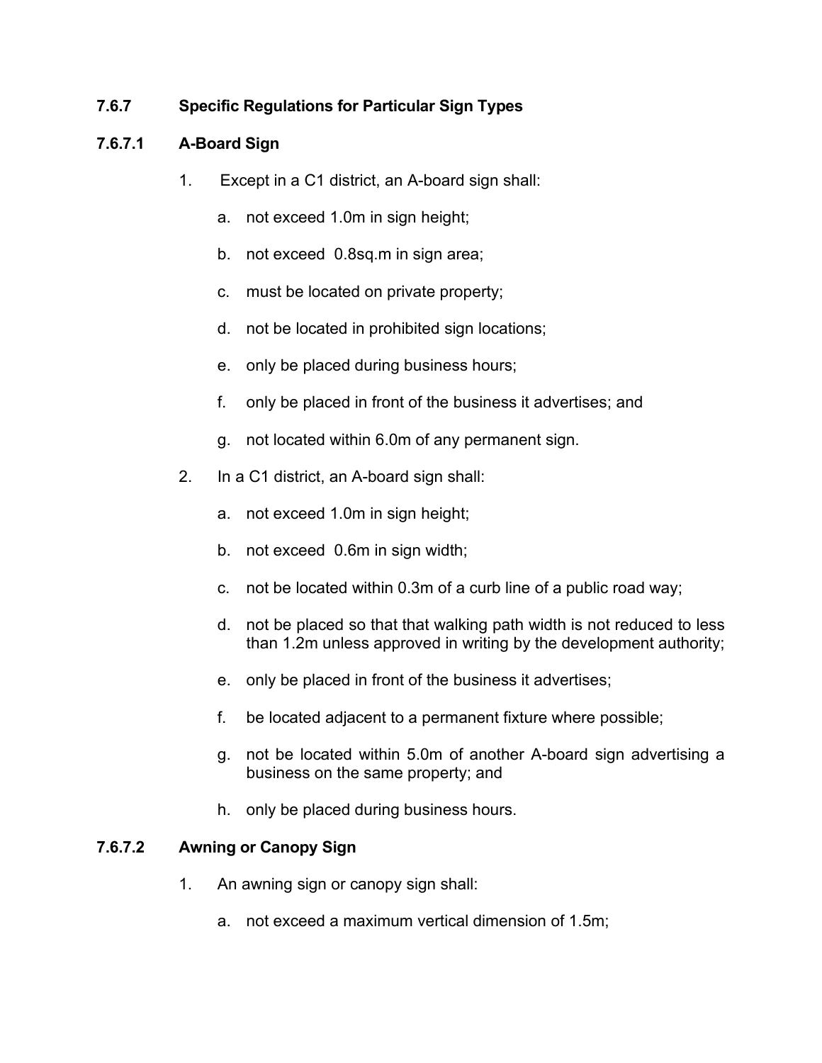### 7.6.7 Specific Regulations for Particular Sign Types

#### 7.6.7.1 A-Board Sign

1. Except in a C1 district, an A-board sign shall:
   a. not exceed 1.0m in sign height;
   b. not exceed 0.8sq.m in sign area;
   c. must be located on private property;
   d. not be located in prohibited sign locations;
   e. only be placed during business hours;
   f. only be placed in front of the business it advertises; and
   g. not located within 6.0m of any permanent sign.
2. In a C1 district, an A-board sign shall:
   a. not exceed 1.0m in sign height;
   b. not exceed 0.6m in sign width;
   c. not be located within 0.3m of a curb line of a public road way;
   d. not be placed so that that walking path width is not reduced to less than 1.2m unless approved in writing by the development authority;
   e. only be placed in front of the business it advertises;
   f. be located adjacent to a permanent fixture where possible;
   g. not be located within 5.0m of another A-board sign advertising a business on the same property; and
   h. only be placed during business hours.

#### 7.6.7.2 Awning or Canopy Sign

1. An awning sign or canopy sign shall:
   a. not exceed a maximum vertical dimension of 1.5m;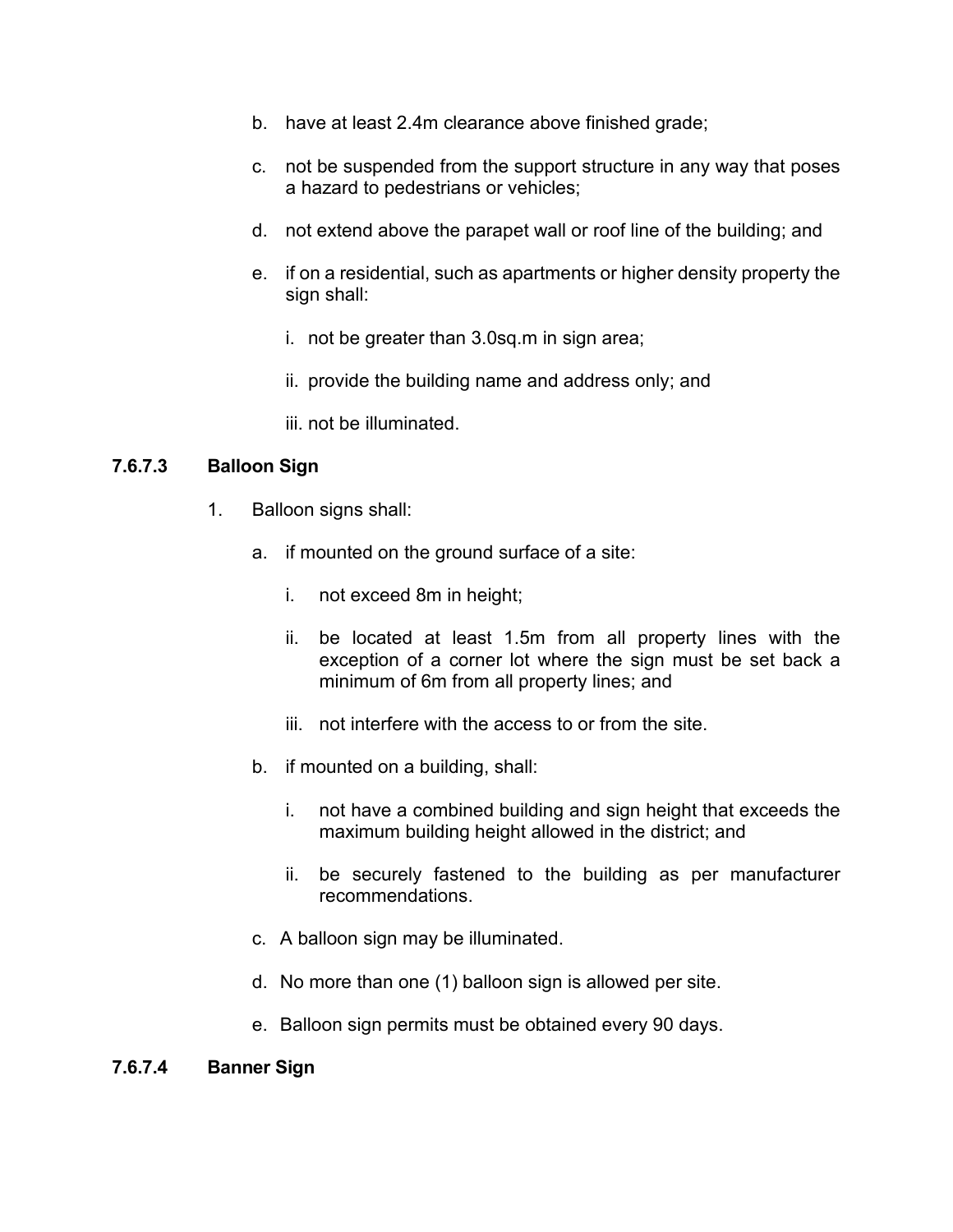b. have at least 2.4m clearance above finished grade;

c. not be suspended from the support structure in any way that poses a hazard to pedestrians or vehicles;

d. not extend above the parapet wall or roof line of the building; and

e. if on a residential, such as apartments or higher density property the sign shall:

   i. not be greater than 3.0sq.m in sign area;

   ii. provide the building name and address only; and

   iii. not be illuminated.

#### 7.6.7.3 Balloon Sign

1. Balloon signs shall:

   a. if mounted on the ground surface of a site:

      i. not exceed 8m in height;

      ii. be located at least 1.5m from all property lines with the exception of a corner lot where the sign must be set back a minimum of 6m from all property lines; and

      iii. not interfere with the access to or from the site.

   b. if mounted on a building, shall:

      i. not have a combined building and sign height that exceeds the maximum building height allowed in the district; and

      ii. be securely fastened to the building as per manufacturer recommendations.

   c. A balloon sign may be illuminated.

   d. No more than one (1) balloon sign is allowed per site.

   e. Balloon sign permits must be obtained every 90 days.

#### 7.6.7.4 Banner Sign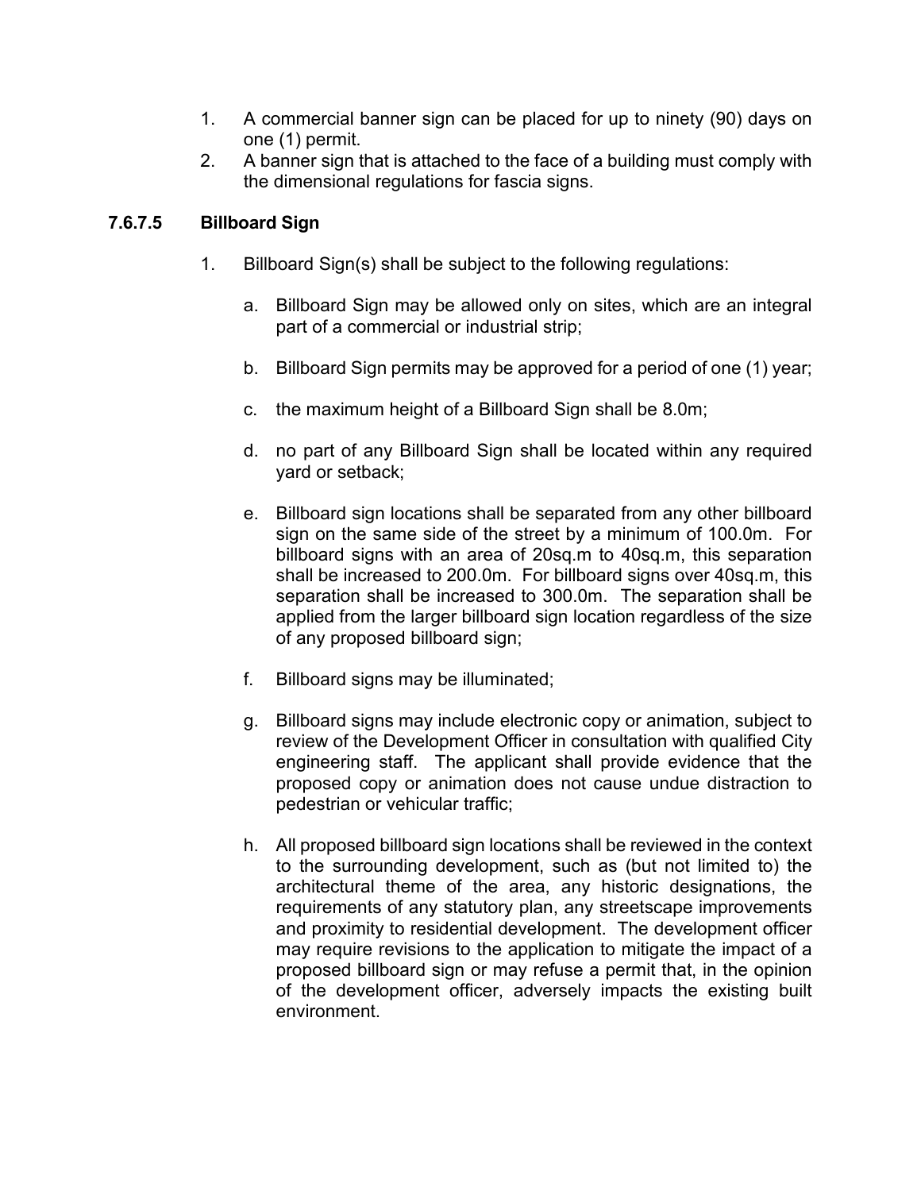1. A commercial banner sign can be placed for up to ninety (90) days on one (1) permit.
2. A banner sign that is attached to the face of a building must comply with the dimensional regulations for fascia signs.

### 7.6.7.5 Billboard Sign

1. Billboard Sign(s) shall be subject to the following regulations:

   a. Billboard Sign may be allowed only on sites, which are an integral part of a commercial or industrial strip;

   b. Billboard Sign permits may be approved for a period of one (1) year;

   c. the maximum height of a Billboard Sign shall be 8.0m;

   d. no part of any Billboard Sign shall be located within any required yard or setback;

   e. Billboard sign locations shall be separated from any other billboard sign on the same side of the street by a minimum of 100.0m. For billboard signs with an area of 20sq.m to 40sq.m, this separation shall be increased to 200.0m. For billboard signs over 40sq.m, this separation shall be increased to 300.0m. The separation shall be applied from the larger billboard sign location regardless of the size of any proposed billboard sign;

   f. Billboard signs may be illuminated;

   g. Billboard signs may include electronic copy or animation, subject to review of the Development Officer in consultation with qualified City engineering staff. The applicant shall provide evidence that the proposed copy or animation does not cause undue distraction to pedestrian or vehicular traffic;

   h. All proposed billboard sign locations shall be reviewed in the context to the surrounding development, such as (but not limited to) the architectural theme of the area, any historic designations, the requirements of any statutory plan, any streetscape improvements and proximity to residential development. The development officer may require revisions to the application to mitigate the impact of a proposed billboard sign or may refuse a permit that, in the opinion of the development officer, adversely impacts the existing built environment.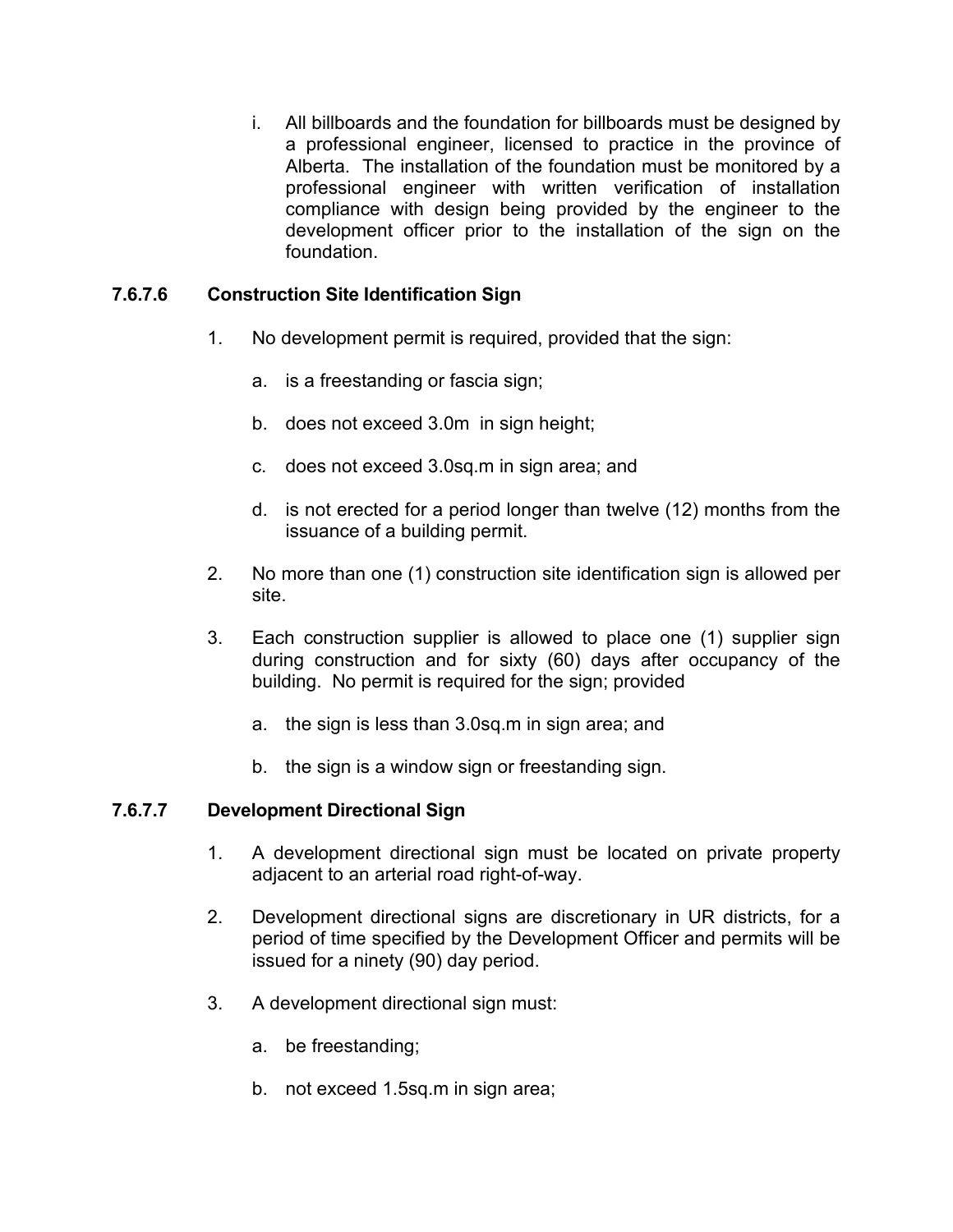i. All billboards and the foundation for billboards must be designed by a professional engineer, licensed to practice in the province of Alberta. The installation of the foundation must be monitored by a professional engineer with written verification of installation compliance with design being provided by the engineer to the development officer prior to the installation of the sign on the foundation.

### 7.6.7.6 Construction Site Identification Sign

1. No development permit is required, provided that the sign:

   a. is a freestanding or fascia sign;

   b. does not exceed 3.0m in sign height;

   c. does not exceed 3.0sq.m in sign area; and

   d. is not erected for a period longer than twelve (12) months from the issuance of a building permit.

2. No more than one (1) construction site identification sign is allowed per site.

3. Each construction supplier is allowed to place one (1) supplier sign during construction and for sixty (60) days after occupancy of the building. No permit is required for the sign; provided

   a. the sign is less than 3.0sq.m in sign area; and

   b. the sign is a window sign or freestanding sign.

### 7.6.7.7 Development Directional Sign

1. A development directional sign must be located on private property adjacent to an arterial road right-of-way.

2. Development directional signs are discretionary in UR districts, for a period of time specified by the Development Officer and permits will be issued for a ninety (90) day period.

3. A development directional sign must:

   a. be freestanding;

   b. not exceed 1.5sq.m in sign area;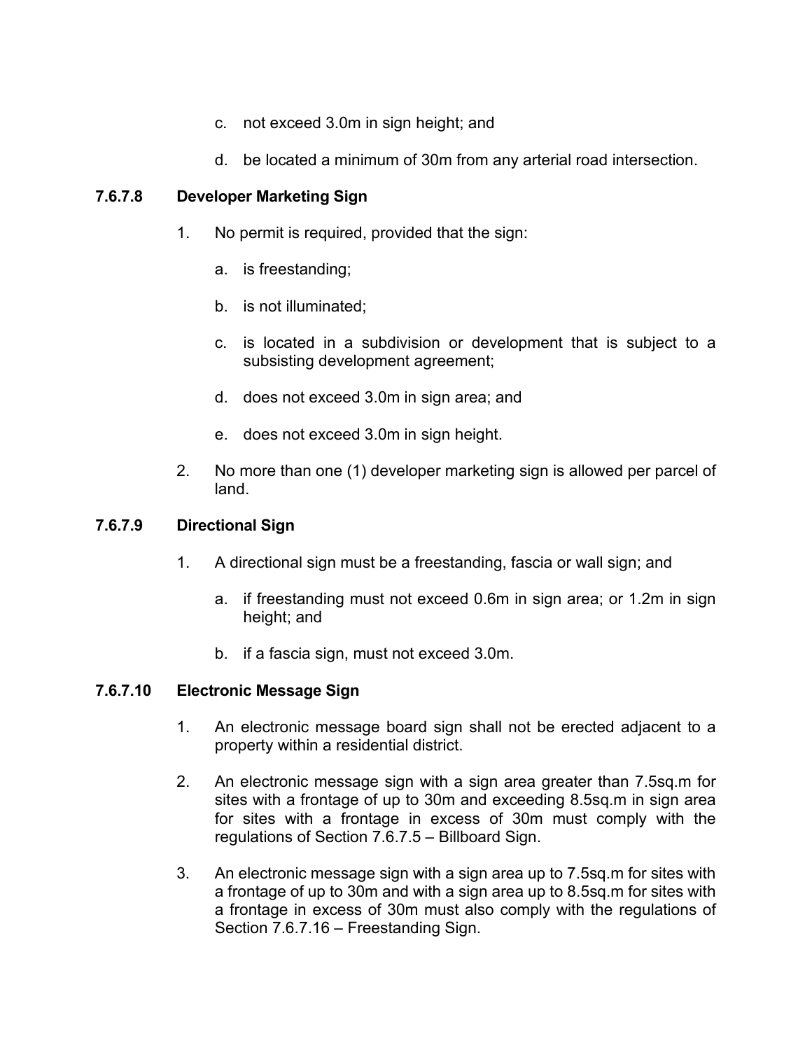c. not exceed 3.0m in sign height; and

d. be located a minimum of 30m from any arterial road intersection.

### 7.6.7.8 Developer Marketing Sign

1. No permit is required, provided that the sign:

   a. is freestanding;

   b. is not illuminated;

   c. is located in a subdivision or development that is subject to a subsisting development agreement;

   d. does not exceed 3.0m in sign area; and

   e. does not exceed 3.0m in sign height.

2. No more than one (1) developer marketing sign is allowed per parcel of land.

### 7.6.7.9 Directional Sign

1. A directional sign must be a freestanding, fascia or wall sign; and

   a. if freestanding must not exceed 0.6m in sign area; or 1.2m in sign height; and

   b. if a fascia sign, must not exceed 3.0m.

### 7.6.7.10 Electronic Message Sign

1. An electronic message board sign shall not be erected adjacent to a property within a residential district.

2. An electronic message sign with a sign area greater than 7.5sq.m for sites with a frontage of up to 30m and exceeding 8.5sq.m in sign area for sites with a frontage in excess of 30m must comply with the regulations of Section 7.6.7.5 – Billboard Sign.

3. An electronic message sign with a sign area up to 7.5sq.m for sites with a frontage of up to 30m and with a sign area up to 8.5sq.m for sites with a frontage in excess of 30m must also comply with the regulations of Section 7.6.7.16 – Freestanding Sign.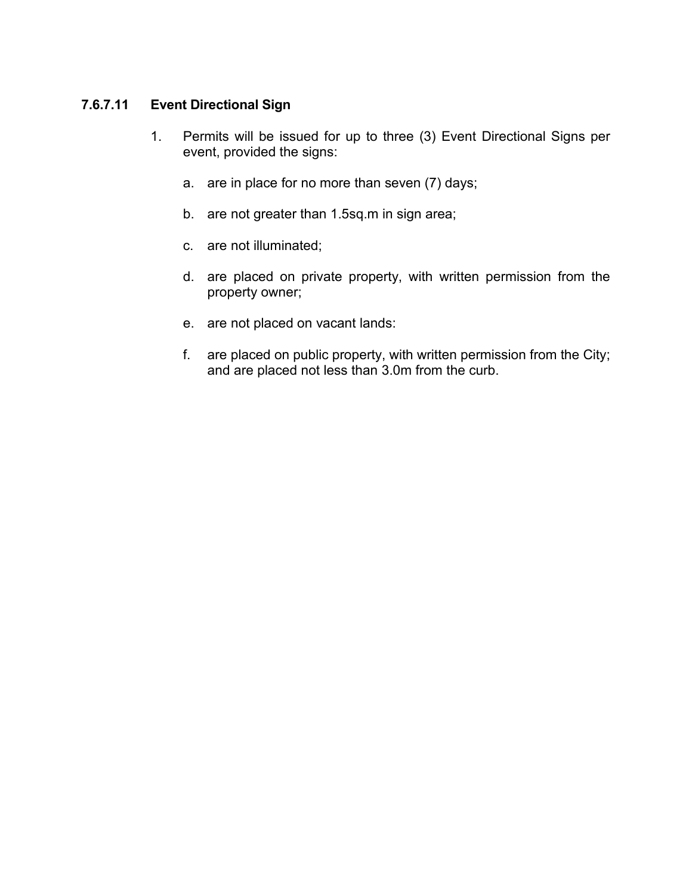### 7.6.7.11 Event Directional Sign

1. Permits will be issued for up to three (3) Event Directional Signs per event, provided the signs:

   a. are in place for no more than seven (7) days;

   b. are not greater than 1.5sq.m in sign area;

   c. are not illuminated;

   d. are placed on private property, with written permission from the property owner;

   e. are not placed on vacant lands:

   f. are placed on public property, with written permission from the City; and are placed not less than 3.0m from the curb.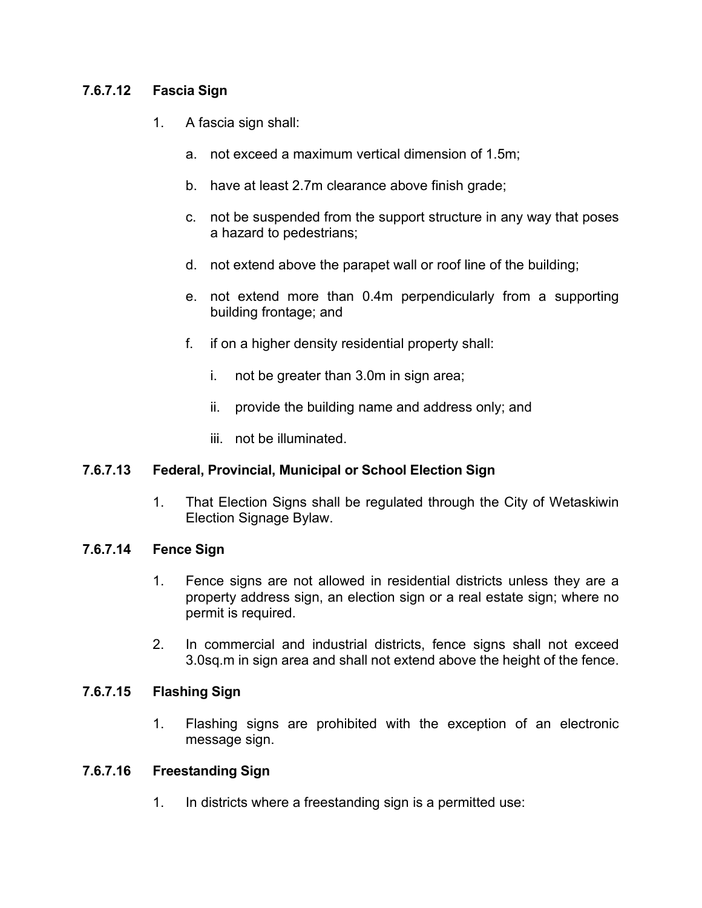### 7.6.7.12 Fascia Sign

1. A fascia sign shall:

   a. not exceed a maximum vertical dimension of 1.5m;

   b. have at least 2.7m clearance above finish grade;

   c. not be suspended from the support structure in any way that poses a hazard to pedestrians;

   d. not extend above the parapet wall or roof line of the building;

   e. not extend more than 0.4m perpendicularly from a supporting building frontage; and

   f. if on a higher density residential property shall:

      i. not be greater than 3.0m in sign area;

      ii. provide the building name and address only; and

      iii. not be illuminated.

### 7.6.7.13 Federal, Provincial, Municipal or School Election Sign

1. That Election Signs shall be regulated through the City of Wetaskiwin Election Signage Bylaw.

### 7.6.7.14 Fence Sign

1. Fence signs are not allowed in residential districts unless they are a property address sign, an election sign or a real estate sign; where no permit is required.

2. In commercial and industrial districts, fence signs shall not exceed 3.0sq.m in sign area and shall not extend above the height of the fence.

### 7.6.7.15 Flashing Sign

1. Flashing signs are prohibited with the exception of an electronic message sign.

### 7.6.7.16 Freestanding Sign

1. In districts where a freestanding sign is a permitted use: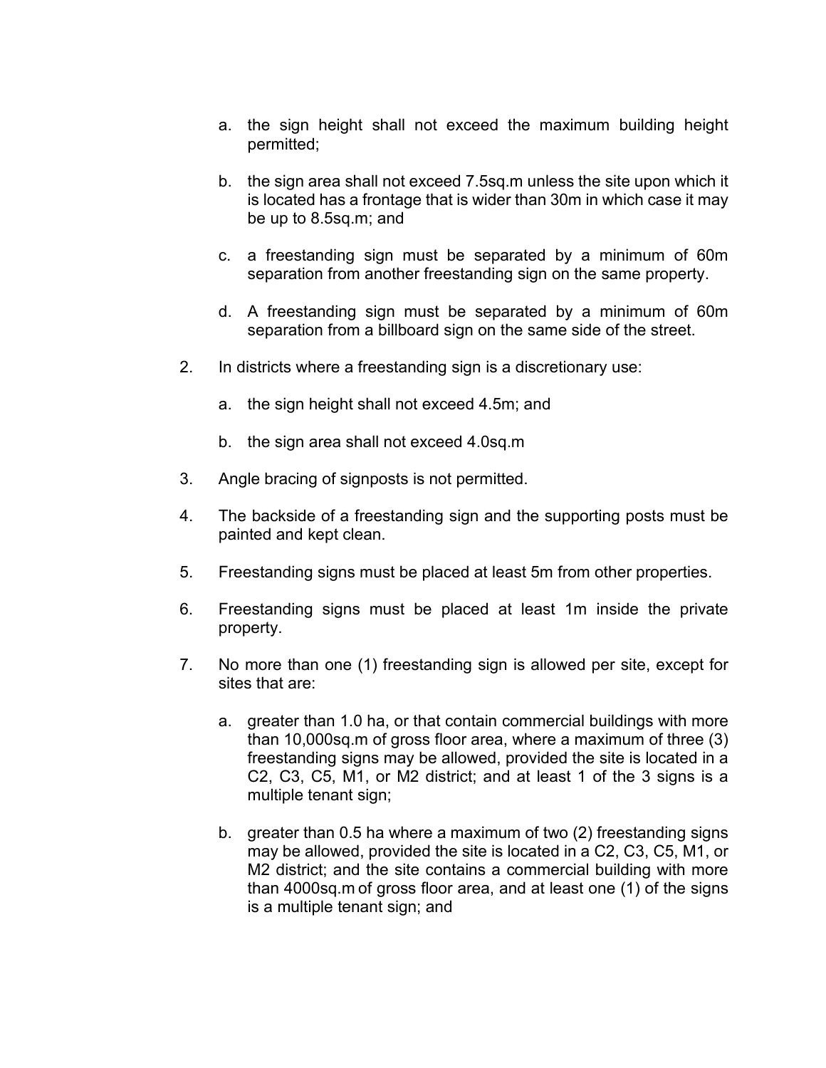a. the sign height shall not exceed the maximum building height permitted;

b. the sign area shall not exceed 7.5sq.m unless the site upon which it is located has a frontage that is wider than 30m in which case it may be up to 8.5sq.m; and

c. a freestanding sign must be separated by a minimum of 60m separation from another freestanding sign on the same property.

d. A freestanding sign must be separated by a minimum of 60m separation from a billboard sign on the same side of the street.

2. In districts where a freestanding sign is a discretionary use:

   a. the sign height shall not exceed 4.5m; and

   b. the sign area shall not exceed 4.0sq.m

3. Angle bracing of signposts is not permitted.

4. The backside of a freestanding sign and the supporting posts must be painted and kept clean.

5. Freestanding signs must be placed at least 5m from other properties.

6. Freestanding signs must be placed at least 1m inside the private property.

7. No more than one (1) freestanding sign is allowed per site, except for sites that are:

   a. greater than 1.0 ha, or that contain commercial buildings with more than 10,000sq.m of gross floor area, where a maximum of three (3) freestanding signs may be allowed, provided the site is located in a C2, C3, C5, M1, or M2 district; and at least 1 of the 3 signs is a multiple tenant sign;

   b. greater than 0.5 ha where a maximum of two (2) freestanding signs may be allowed, provided the site is located in a C2, C3, C5, M1, or M2 district; and the site contains a commercial building with more than 4000sq.m of gross floor area, and at least one (1) of the signs is a multiple tenant sign; and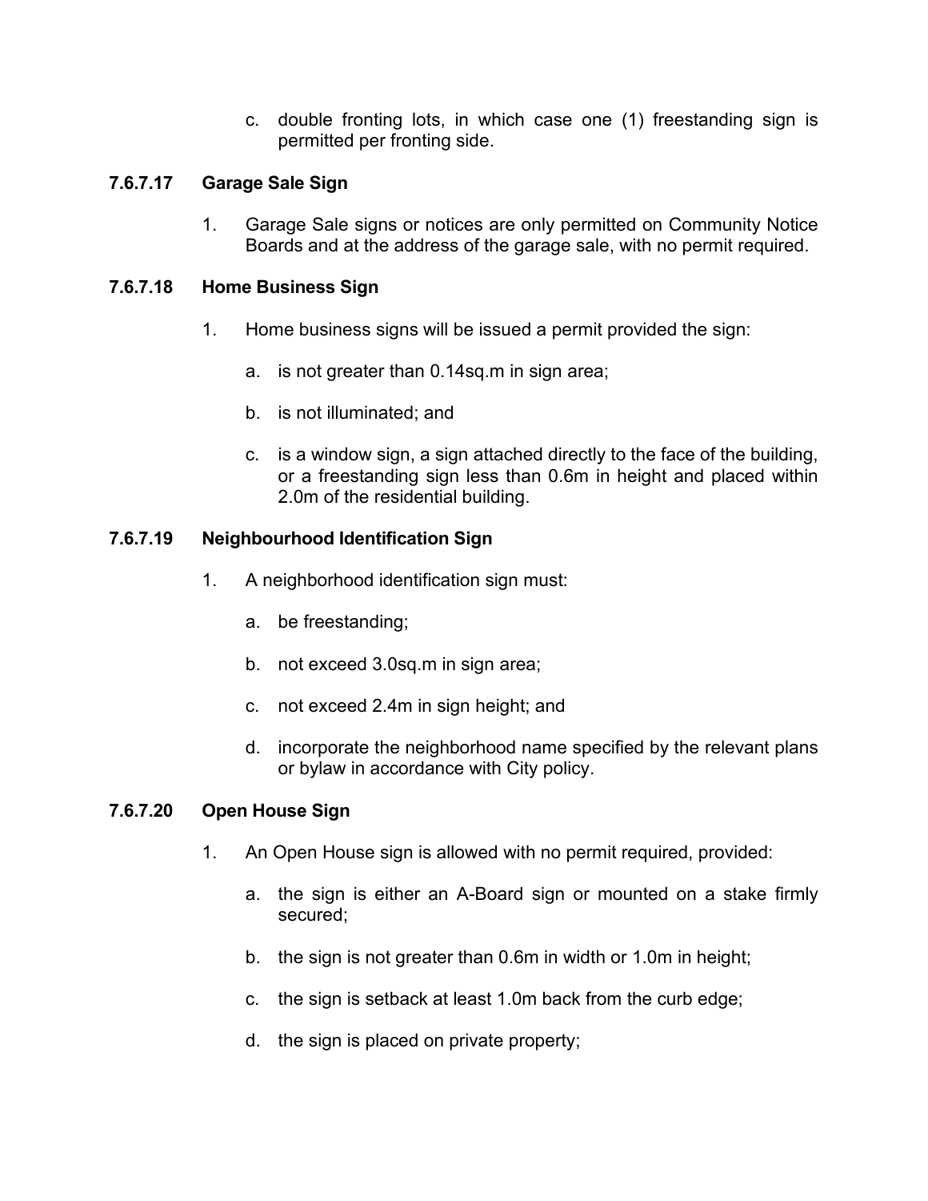c. double fronting lots, in which case one (1) freestanding sign is permitted per fronting side.

#### 7.6.7.17 Garage Sale Sign

1. Garage Sale signs or notices are only permitted on Community Notice Boards and at the address of the garage sale, with no permit required.

#### 7.6.7.18 Home Business Sign

1. Home business signs will be issued a permit provided the sign:

   a. is not greater than 0.14sq.m in sign area;

   b. is not illuminated; and

   c. is a window sign, a sign attached directly to the face of the building, or a freestanding sign less than 0.6m in height and placed within 2.0m of the residential building.

#### 7.6.7.19 Neighbourhood Identification Sign

1. A neighborhood identification sign must:

   a. be freestanding;

   b. not exceed 3.0sq.m in sign area;

   c. not exceed 2.4m in sign height; and

   d. incorporate the neighborhood name specified by the relevant plans or bylaw in accordance with City policy.

#### 7.6.7.20 Open House Sign

1. An Open House sign is allowed with no permit required, provided:

   a. the sign is either an A-Board sign or mounted on a stake firmly secured;

   b. the sign is not greater than 0.6m in width or 1.0m in height;

   c. the sign is setback at least 1.0m back from the curb edge;

   d. the sign is placed on private property;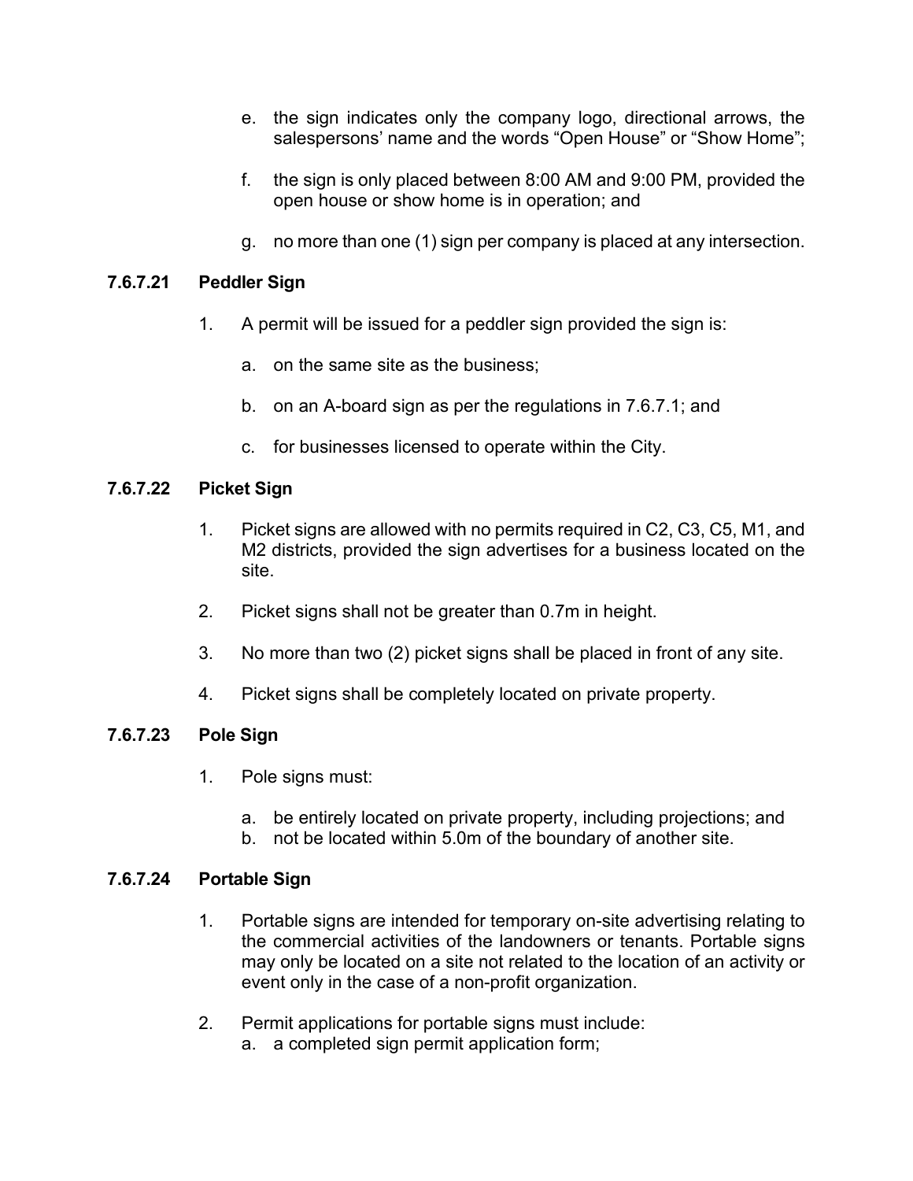e. the sign indicates only the company logo, directional arrows, the salespersons' name and the words "Open House" or "Show Home";

f. the sign is only placed between 8:00 AM and 9:00 PM, provided the open house or show home is in operation; and

g. no more than one (1) sign per company is placed at any intersection.

### 7.6.7.21 Peddler Sign

1. A permit will be issued for a peddler sign provided the sign is:

   a. on the same site as the business;

   b. on an A-board sign as per the regulations in 7.6.7.1; and

   c. for businesses licensed to operate within the City.

### 7.6.7.22 Picket Sign

1. Picket signs are allowed with no permits required in C2, C3, C5, M1, and M2 districts, provided the sign advertises for a business located on the site.

2. Picket signs shall not be greater than 0.7m in height.

3. No more than two (2) picket signs shall be placed in front of any site.

4. Picket signs shall be completely located on private property.

### 7.6.7.23 Pole Sign

1. Pole signs must:

   a. be entirely located on private property, including projections; and
   b. not be located within 5.0m of the boundary of another site.

### 7.6.7.24 Portable Sign

1. Portable signs are intended for temporary on-site advertising relating to the commercial activities of the landowners or tenants. Portable signs may only be located on a site not related to the location of an activity or event only in the case of a non-profit organization.

2. Permit applications for portable signs must include:
   a. a completed sign permit application form;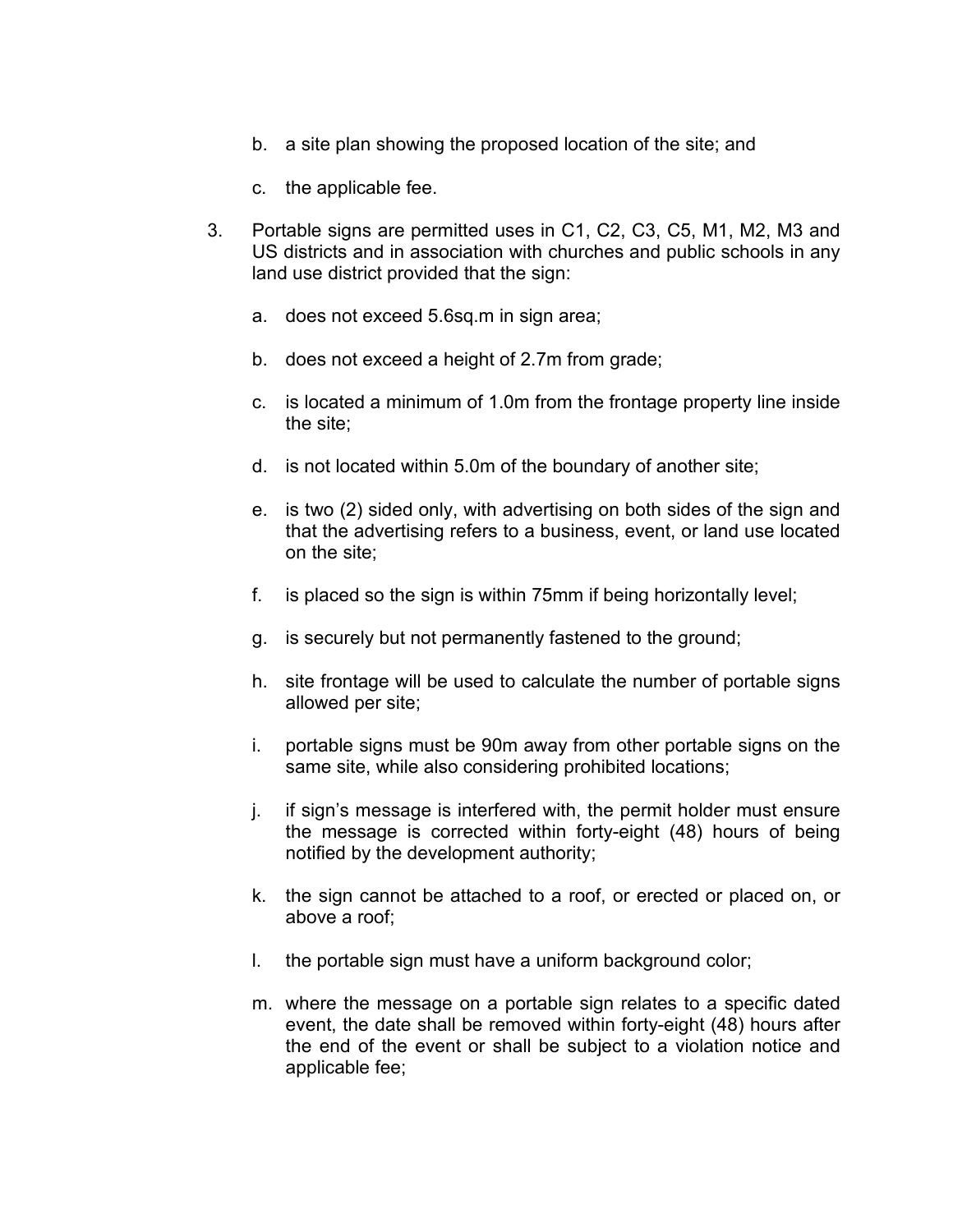b. a site plan showing the proposed location of the site; and

c. the applicable fee.

3. Portable signs are permitted uses in C1, C2, C3, C5, M1, M2, M3 and US districts and in association with churches and public schools in any land use district provided that the sign:

   a. does not exceed 5.6sq.m in sign area;

   b. does not exceed a height of 2.7m from grade;

   c. is located a minimum of 1.0m from the frontage property line inside the site;

   d. is not located within 5.0m of the boundary of another site;

   e. is two (2) sided only, with advertising on both sides of the sign and that the advertising refers to a business, event, or land use located on the site;

   f. is placed so the sign is within 75mm if being horizontally level;

   g. is securely but not permanently fastened to the ground;

   h. site frontage will be used to calculate the number of portable signs allowed per site;

   i. portable signs must be 90m away from other portable signs on the same site, while also considering prohibited locations;

   j. if sign's message is interfered with, the permit holder must ensure the message is corrected within forty-eight (48) hours of being notified by the development authority;

   k. the sign cannot be attached to a roof, or erected or placed on, or above a roof;

   l. the portable sign must have a uniform background color;

   m. where the message on a portable sign relates to a specific dated event, the date shall be removed within forty-eight (48) hours after the end of the event or shall be subject to a violation notice and applicable fee;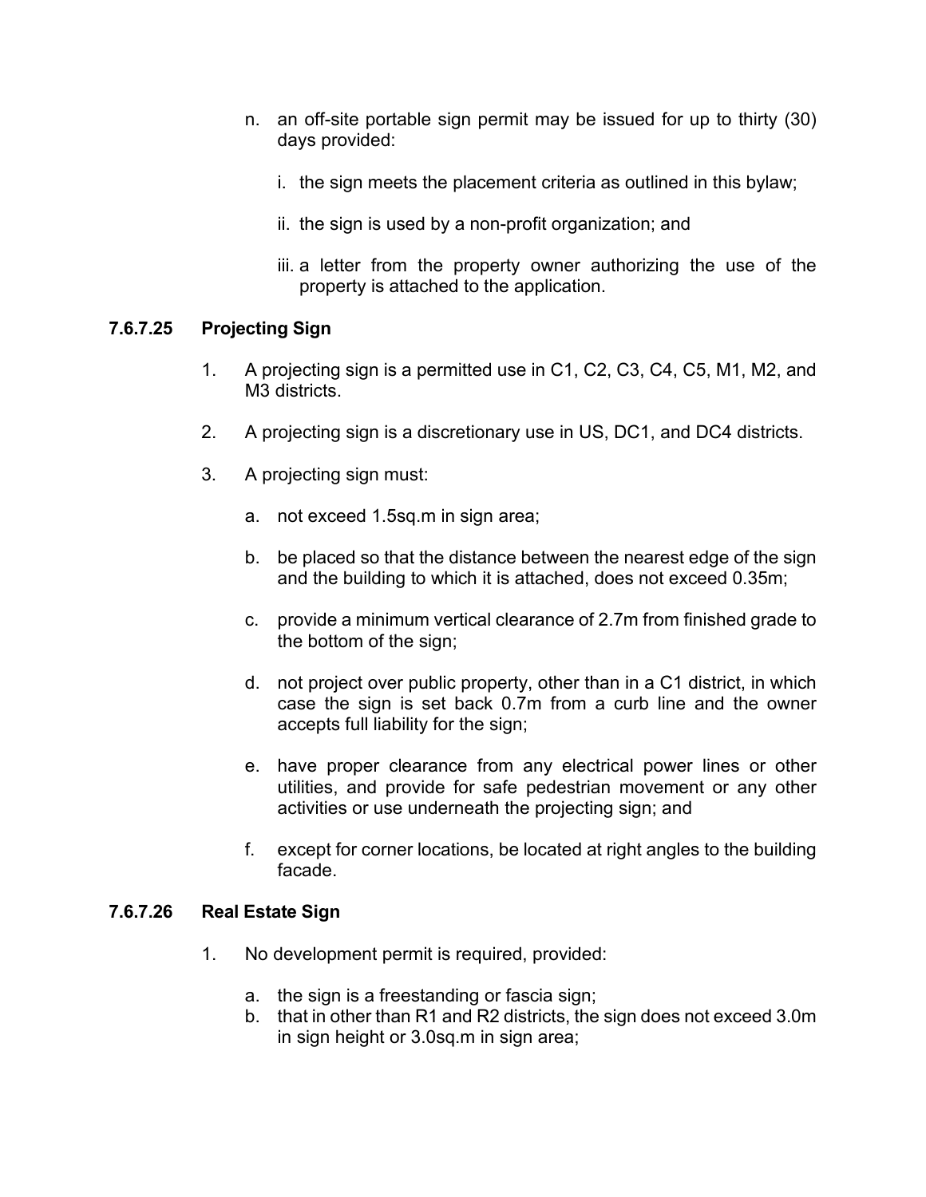n. an off-site portable sign permit may be issued for up to thirty (30) days provided:

   i. the sign meets the placement criteria as outlined in this bylaw;

   ii. the sign is used by a non-profit organization; and

   iii. a letter from the property owner authorizing the use of the property is attached to the application.

### 7.6.7.25 Projecting Sign

1. A projecting sign is a permitted use in C1, C2, C3, C4, C5, M1, M2, and M3 districts.

2. A projecting sign is a discretionary use in US, DC1, and DC4 districts.

3. A projecting sign must:

   a. not exceed 1.5sq.m in sign area;

   b. be placed so that the distance between the nearest edge of the sign and the building to which it is attached, does not exceed 0.35m;

   c. provide a minimum vertical clearance of 2.7m from finished grade to the bottom of the sign;

   d. not project over public property, other than in a C1 district, in which case the sign is set back 0.7m from a curb line and the owner accepts full liability for the sign;

   e. have proper clearance from any electrical power lines or other utilities, and provide for safe pedestrian movement or any other activities or use underneath the projecting sign; and

   f. except for corner locations, be located at right angles to the building facade.

### 7.6.7.26 Real Estate Sign

1. No development permit is required, provided:

   a. the sign is a freestanding or fascia sign;
   b. that in other than R1 and R2 districts, the sign does not exceed 3.0m in sign height or 3.0sq.m in sign area;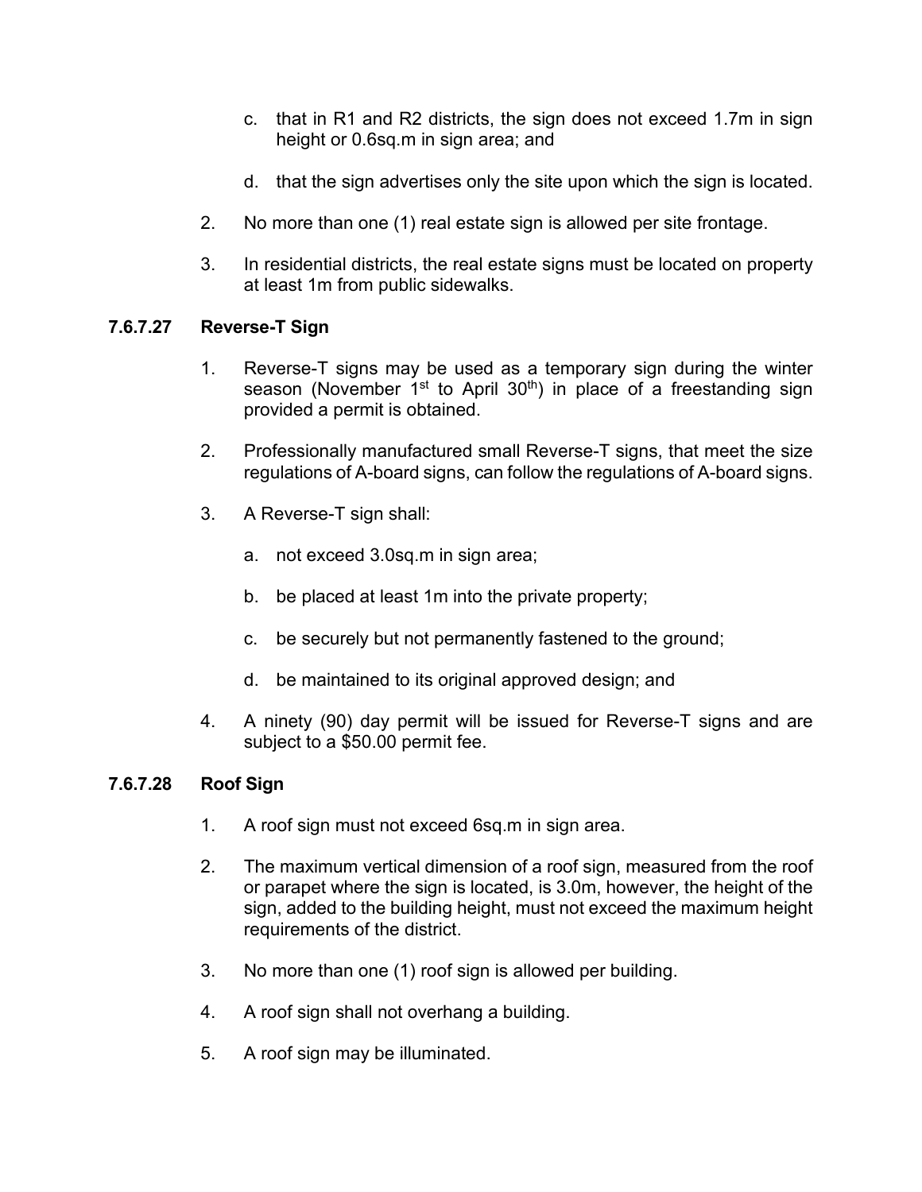c. that in R1 and R2 districts, the sign does not exceed 1.7m in sign height or 0.6sq.m in sign area; and

   d. that the sign advertises only the site upon which the sign is located.

2. No more than one (1) real estate sign is allowed per site frontage.

3. In residential districts, the real estate signs must be located on property at least 1m from public sidewalks.

### 7.6.7.27 Reverse-T Sign

1. Reverse-T signs may be used as a temporary sign during the winter season (November 1st to April 30th) in place of a freestanding sign provided a permit is obtained.

2. Professionally manufactured small Reverse-T signs, that meet the size regulations of A-board signs, can follow the regulations of A-board signs.

3. A Reverse-T sign shall:

   a. not exceed 3.0sq.m in sign area;

   b. be placed at least 1m into the private property;

   c. be securely but not permanently fastened to the ground;

   d. be maintained to its original approved design; and

4. A ninety (90) day permit will be issued for Reverse-T signs and are subject to a $50.00 permit fee.

### 7.6.7.28 Roof Sign

1. A roof sign must not exceed 6sq.m in sign area.

2. The maximum vertical dimension of a roof sign, measured from the roof or parapet where the sign is located, is 3.0m, however, the height of the sign, added to the building height, must not exceed the maximum height requirements of the district.

3. No more than one (1) roof sign is allowed per building.

4. A roof sign shall not overhang a building.

5. A roof sign may be illuminated.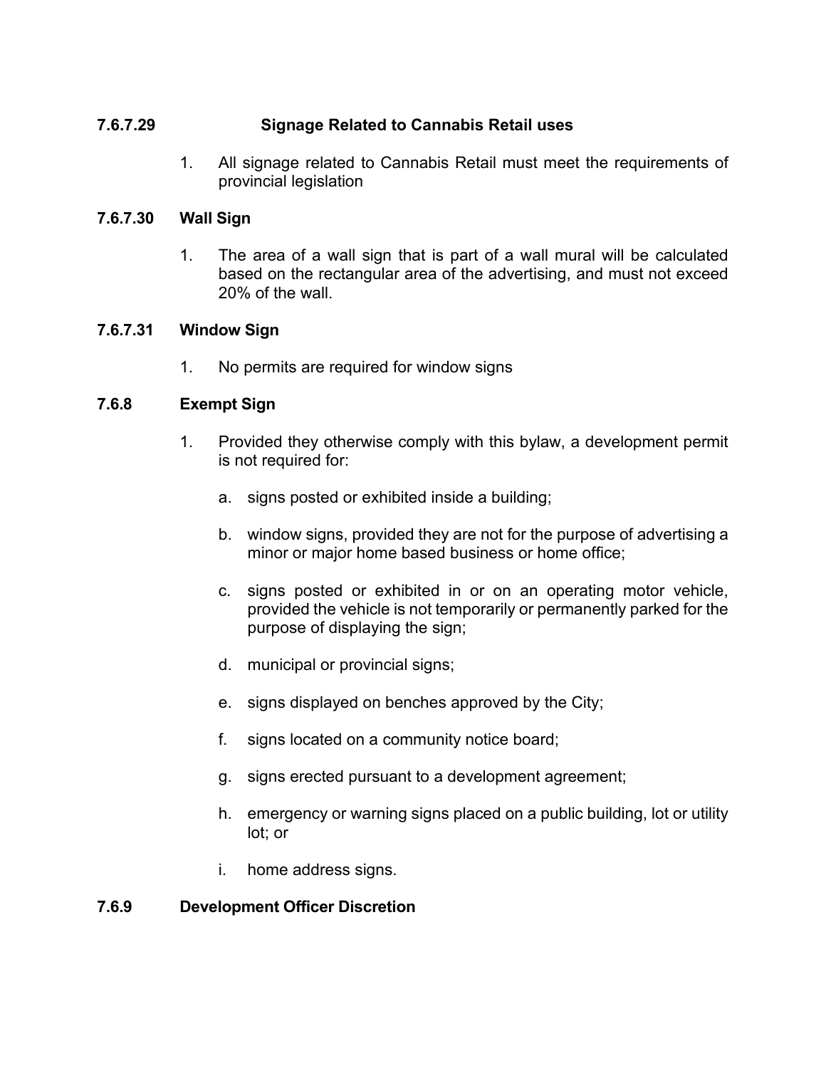### 7.6.7.29 Signage Related to Cannabis Retail uses

1. All signage related to Cannabis Retail must meet the requirements of provincial legislation

### 7.6.7.30 Wall Sign

1. The area of a wall sign that is part of a wall mural will be calculated based on the rectangular area of the advertising, and must not exceed 20% of the wall.

### 7.6.7.31 Window Sign

1. No permits are required for window signs

### 7.6.8 Exempt Sign

1. Provided they otherwise comply with this bylaw, a development permit is not required for:

   a. signs posted or exhibited inside a building;

   b. window signs, provided they are not for the purpose of advertising a minor or major home based business or home office;

   c. signs posted or exhibited in or on an operating motor vehicle, provided the vehicle is not temporarily or permanently parked for the purpose of displaying the sign;

   d. municipal or provincial signs;

   e. signs displayed on benches approved by the City;

   f. signs located on a community notice board;

   g. signs erected pursuant to a development agreement;

   h. emergency or warning signs placed on a public building, lot or utility lot; or

   i. home address signs.

### 7.6.9 Development Officer Discretion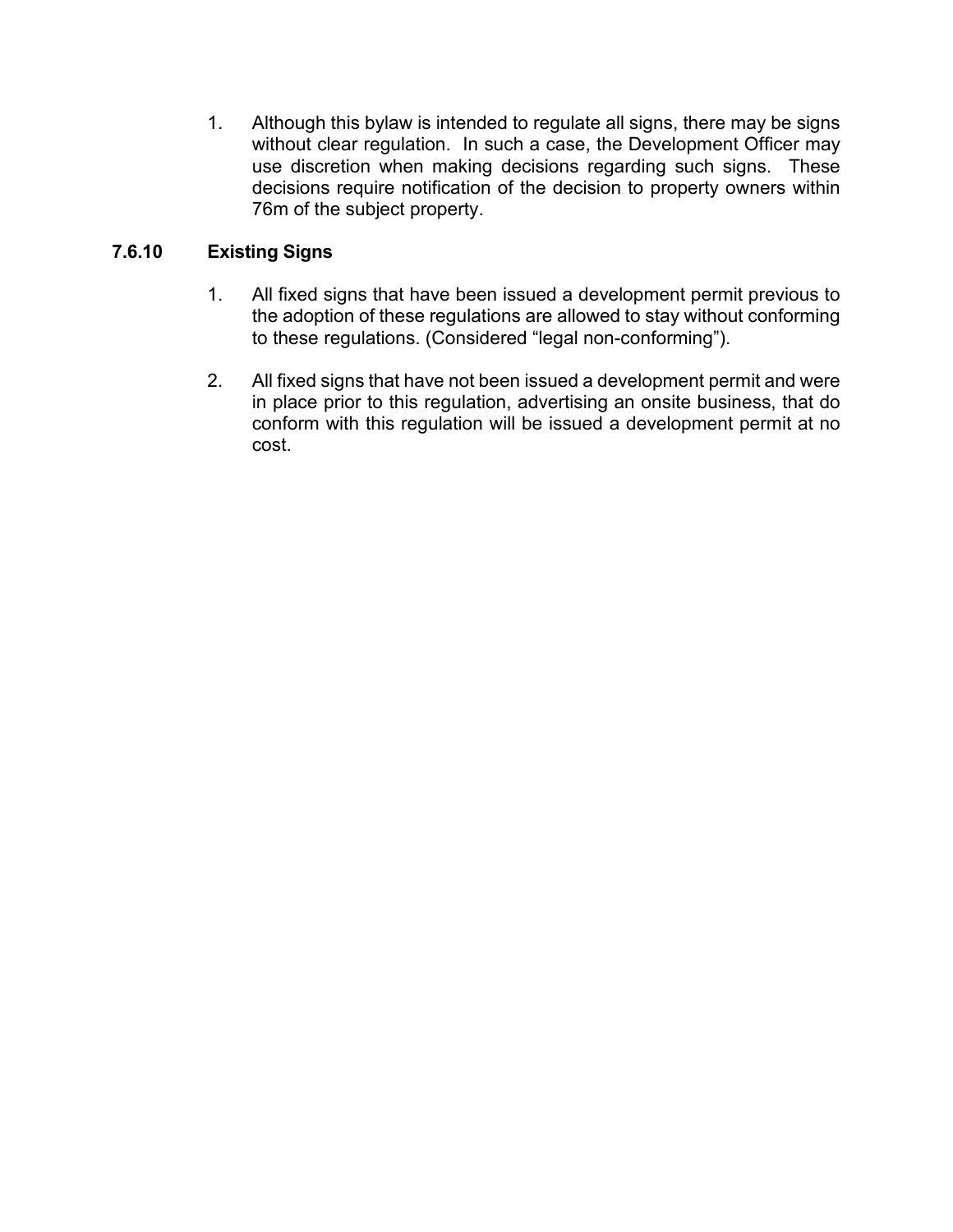1. Although this bylaw is intended to regulate all signs, there may be signs without clear regulation. In such a case, the Development Officer may use discretion when making decisions regarding such signs. These decisions require notification of the decision to property owners within 76m of the subject property.

### 7.6.10 Existing Signs

1. All fixed signs that have been issued a development permit previous to the adoption of these regulations are allowed to stay without conforming to these regulations. (Considered "legal non-conforming").

2. All fixed signs that have not been issued a development permit and were in place prior to this regulation, advertising an onsite business, that do conform with this regulation will be issued a development permit at no cost.